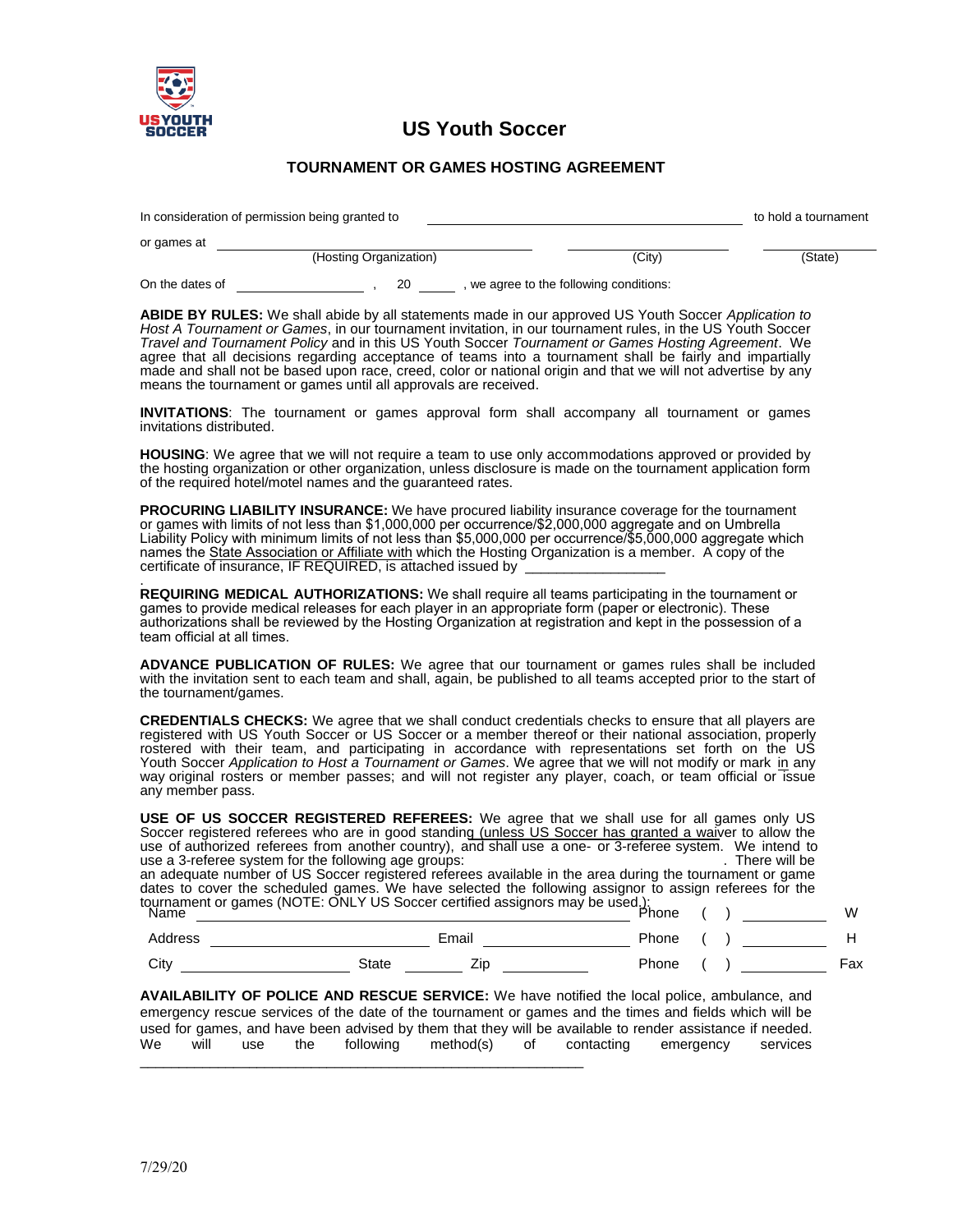# US Youth Soccer

## TOURNAMENT OR GAMES HOSTING AGREEMENT

In consideration of permission being granted to ______________________________ to hold a tournament or games at ______________________________ ______________________ ______________
(Hosting Organization) (City) (State)

On the dates of ________________ , 20 _____ , we agree to the following conditions:

**ABIDE BY RULES:** We shall abide by all statements made in our approved US Youth Soccer *Application to Host A Tournament or Games*, in our tournament invitation, in our tournament rules, in the US Youth Soccer *Travel and Tournament Policy* and in this US Youth Soccer *Tournament or Games Hosting Agreement*. We agree that all decisions regarding acceptance of teams into a tournament shall be fairly and impartially made and shall not be based upon race, creed, color or national origin and that we will not advertise by any means the tournament or games until all approvals are received.

**INVITATIONS**: The tournament or games approval form shall accompany all tournament or games invitations distributed.

**HOUSING**: We agree that we will not require a team to use only accommodations approved or provided by the hosting organization or other organization, unless disclosure is made on the tournament application form of the required hotel/motel names and the guaranteed rates.

**PROCURING LIABILITY INSURANCE:** We have procured liability insurance coverage for the tournament or games with limits of not less than $1,000,000 per occurrence/$2,000,000 aggregate and on Umbrella Liability Policy with minimum limits of not less than $5,000,000 per occurrence/$5,000,000 aggregate which names the State Association or Affiliate with which the Hosting Organization is a member. A copy of the certificate of insurance, IF REQUIRED, is attached issued by __________________

**REQUIRING MEDICAL AUTHORIZATIONS:** We shall require all teams participating in the tournament or games to provide medical releases for each player in an appropriate form (paper or electronic). These authorizations shall be reviewed by the Hosting Organization at registration and kept in the possession of a team official at all times.

**ADVANCE PUBLICATION OF RULES:** We agree that our tournament or games rules shall be included with the invitation sent to each team and shall, again, be published to all teams accepted prior to the start of the tournament/games.

**CREDENTIALS CHECKS:** We agree that we shall conduct credentials checks to ensure that all players are registered with US Youth Soccer or US Soccer or a member thereof or their national association, properly rostered with their team, and participating in accordance with representations set forth on the US Youth Soccer *Application to Host a Tournament or Games*. We agree that we will not modify or mark in any way original rosters or member passes; and will not register any player, coach, or team official or issue any member pass.

**USE OF US SOCCER REGISTERED REFEREES:** We agree that we shall use for all games only US Soccer registered referees who are in good standing (unless US Soccer has granted a waiver to allow the use of authorized referees from another country), and shall use a one- or 3-referee system. We intend to use a 3-referee system for the following age groups: ______________________. There will be an adequate number of US Soccer registered referees available in the area during the tournament or game dates to cover the scheduled games. We have selected the following assignor to assign referees for the tournament or games (NOTE: ONLY US Soccer certified assignors may be used.):

Name ______________________________ Phone ( ) __________ W

Address ____________________ Email ______________ Phone ( ) __________ H

City ________________ State _______ Zip __________ Phone ( ) __________ Fax

**AVAILABILITY OF POLICE AND RESCUE SERVICE:** We have notified the local police, ambulance, and emergency rescue services of the date of the tournament or games and the times and fields which will be used for games, and have been advised by them that they will be available to render assistance if needed. We will use the following method(s) of contacting emergency services ______________________________________________________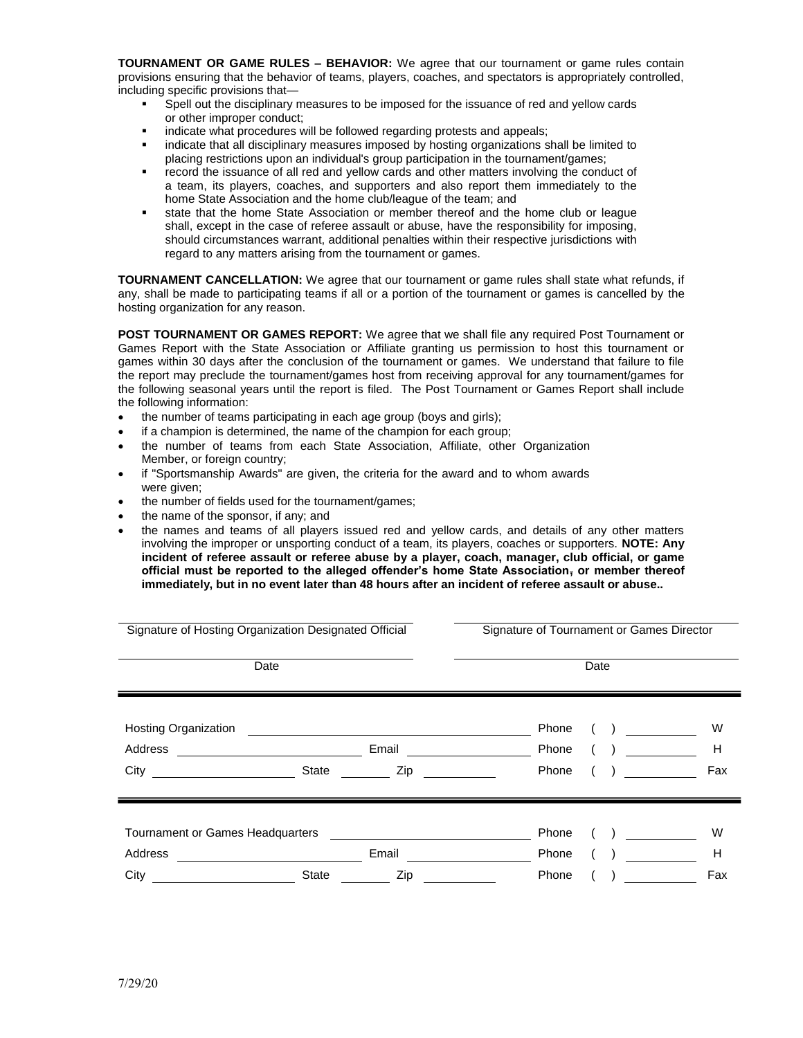**TOURNAMENT OR GAME RULES – BEHAVIOR:** We agree that our tournament or game rules contain provisions ensuring that the behavior of teams, players, coaches, and spectators is appropriately controlled, including specific provisions that—

- Spell out the disciplinary measures to be imposed for the issuance of red and yellow cards or other improper conduct;
- indicate what procedures will be followed regarding protests and appeals;
- indicate that all disciplinary measures imposed by hosting organizations shall be limited to placing restrictions upon an individual's group participation in the tournament/games;
- record the issuance of all red and yellow cards and other matters involving the conduct of a team, its players, coaches, and supporters and also report them immediately to the home State Association and the home club/league of the team; and
- state that the home State Association or member thereof and the home club or league shall, except in the case of referee assault or abuse, have the responsibility for imposing, should circumstances warrant, additional penalties within their respective jurisdictions with regard to any matters arising from the tournament or games.

**TOURNAMENT CANCELLATION:** We agree that our tournament or game rules shall state what refunds, if any, shall be made to participating teams if all or a portion of the tournament or games is cancelled by the hosting organization for any reason.

**POST TOURNAMENT OR GAMES REPORT:** We agree that we shall file any required Post Tournament or Games Report with the State Association or Affiliate granting us permission to host this tournament or games within 30 days after the conclusion of the tournament or games. We understand that failure to file the report may preclude the tournament/games host from receiving approval for any tournament/games for the following seasonal years until the report is filed. The Post Tournament or Games Report shall include the following information:

- the number of teams participating in each age group (boys and girls);
- if a champion is determined, the name of the champion for each group;
- the number of teams from each State Association, Affiliate, other Organization Member, or foreign country;
- if "Sportsmanship Awards" are given, the criteria for the award and to whom awards were given;
- the number of fields used for the tournament/games;
- the name of the sponsor, if any; and
- the names and teams of all players issued red and yellow cards, and details of any other matters involving the improper or unsporting conduct of a team, its players, coaches or supporters. **NOTE: Any incident of referee assault or referee abuse by a player, coach, manager, club official, or game official must be reported to the alleged offender's home State Association, or member thereof immediately, but in no event later than 48 hours after an incident of referee assault or abuse..**

\_\_\_\_\_\_\_\_\_\_\_\_\_\_\_\_\_\_\_\_\_\_\_\_\_\_\_\_\_\_
Signature of Hosting Organization Designated Official

\_\_\_\_\_\_\_\_\_\_\_\_\_\_\_\_\_\_\_\_\_\_\_\_\_\_\_\_\_\_
Signature of Tournament or Games Director

\_\_\_\_\_\_\_\_\_\_\_\_\_\_\_\_\_\_\_\_\_\_\_\_\_\_\_\_\_\_
Date

\_\_\_\_\_\_\_\_\_\_\_\_\_\_\_\_\_\_\_\_\_\_\_\_\_\_\_\_\_\_
Date

---

Hosting Organization \_\_\_\_\_\_\_\_\_\_\_\_\_\_\_\_\_\_\_\_\_\_\_\_\_\_\_\_ Phone ( ) \_\_\_\_\_\_\_\_\_\_ W

Address \_\_\_\_\_\_\_\_\_\_\_\_\_\_\_\_\_\_\_\_ Email \_\_\_\_\_\_\_\_\_\_\_\_\_\_ Phone ( ) \_\_\_\_\_\_\_\_\_\_ H

City \_\_\_\_\_\_\_\_\_\_\_\_\_\_\_\_ State \_\_\_\_\_\_ Zip \_\_\_\_\_\_\_\_ Phone ( ) \_\_\_\_\_\_\_\_\_\_ Fax

---

Tournament or Games Headquarters \_\_\_\_\_\_\_\_\_\_\_\_\_\_\_\_\_\_\_\_\_\_ Phone ( ) \_\_\_\_\_\_\_\_\_\_ W

Address \_\_\_\_\_\_\_\_\_\_\_\_\_\_\_\_\_\_\_\_ Email \_\_\_\_\_\_\_\_\_\_\_\_\_\_ Phone ( ) \_\_\_\_\_\_\_\_\_\_ H

City \_\_\_\_\_\_\_\_\_\_\_\_\_\_\_\_ State \_\_\_\_\_\_ Zip \_\_\_\_\_\_\_\_ Phone ( ) \_\_\_\_\_\_\_\_\_\_ Fax

7/29/20